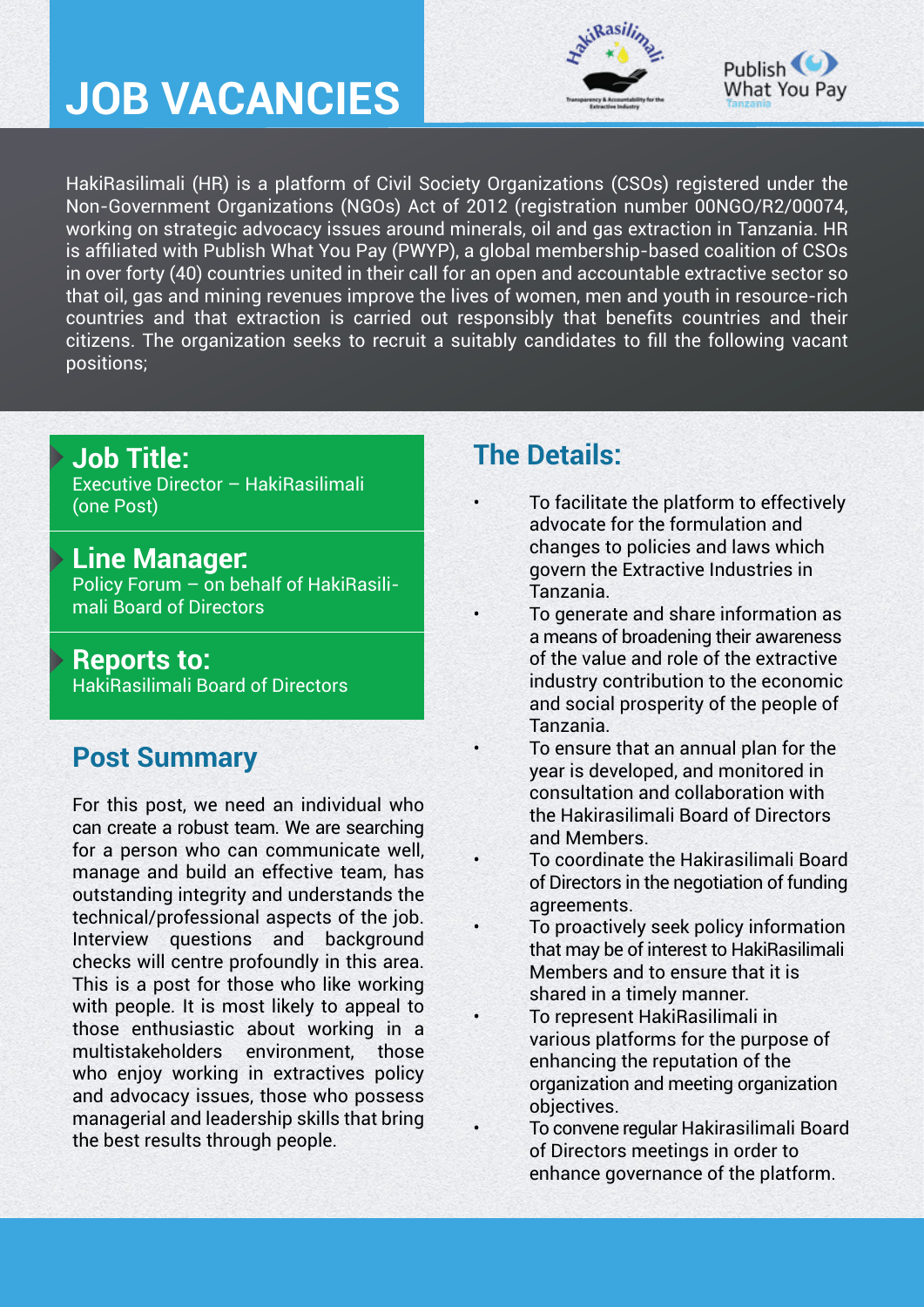# JOB VACANCIES

HakiRasilimali (HR) is a platform of Civil Society Organizations (CSOs) registered under the Non-Government Organizations (NGOs) Act of 2012 (registration number 00NGO/R2/00074, working on strategic advocacy issues around minerals, oil and gas extraction in Tanzania. HR is affiliated with Publish What You Pay (PWYP), a global membership-based coalition of CSOs in over forty (40) countries united in their call for an open and accountable extractive sector so that oil, gas and mining revenues improve the lives of women, men and youth in resource-rich countries and that extraction is carried out responsibly that benefits countries and their citizens. The organization seeks to recruit a suitably candidates to fill the following vacant positions;

## Job Title:

Executive Director – HakiRasilimali (one Post)

## Line Manager:

Policy Forum – on behalf of HakiRasilimali Board of Directors

## Reports to:

HakiRasilimali Board of Directors

## Post Summary

For this post, we need an individual who can create a robust team. We are searching for a person who can communicate well, manage and build an effective team, has outstanding integrity and understands the technical/professional aspects of the job. Interview questions and background checks will centre profoundly in this area. This is a post for those who like working with people. It is most likely to appeal to those enthusiastic about working in a multistakeholders environment, those who enjoy working in extractives policy and advocacy issues, those who possess managerial and leadership skills that bring the best results through people.

## The Details:

- To facilitate the platform to effectively advocate for the formulation and changes to policies and laws which govern the Extractive Industries in Tanzania.
- To generate and share information as a means of broadening their awareness of the value and role of the extractive industry contribution to the economic and social prosperity of the people of Tanzania.
- To ensure that an annual plan for the year is developed, and monitored in consultation and collaboration with the Hakirasilimali Board of Directors and Members.
- To coordinate the Hakirasilimali Board of Directors in the negotiation of funding agreements.
- To proactively seek policy information that may be of interest to HakiRasilimali Members and to ensure that it is shared in a timely manner.
- To represent HakiRasilimali in various platforms for the purpose of enhancing the reputation of the organization and meeting organization objectives.
- To convene regular Hakirasilimali Board of Directors meetings in order to enhance governance of the platform.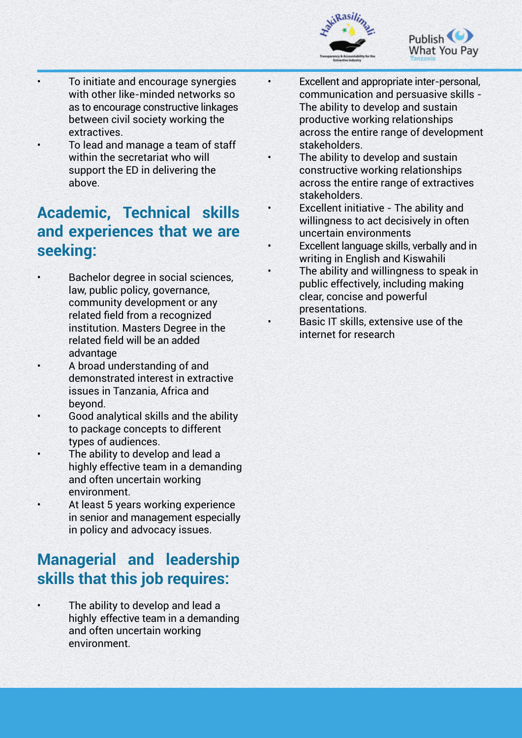- To initiate and encourage synergies with other like-minded networks so as to encourage constructive linkages between civil society working the extractives.
- To lead and manage a team of staff within the secretariat who will support the ED in delivering the above.

## Academic, Technical skills and experiences that we are seeking:

- Bachelor degree in social sciences, law, public policy, governance, community development or any related field from a recognized institution. Masters Degree in the related field will be an added advantage
- A broad understanding of and demonstrated interest in extractive issues in Tanzania, Africa and beyond.
- Good analytical skills and the ability to package concepts to different types of audiences.
- The ability to develop and lead a highly effective team in a demanding and often uncertain working environment.
- At least 5 years working experience in senior and management especially in policy and advocacy issues.

## Managerial and leadership skills that this job requires:

- The ability to develop and lead a highly effective team in a demanding and often uncertain working environment.
- Excellent and appropriate inter-personal, communication and persuasive skills - The ability to develop and sustain productive working relationships across the entire range of development stakeholders.
- The ability to develop and sustain constructive working relationships across the entire range of extractives stakeholders.
- Excellent initiative - The ability and willingness to act decisively in often uncertain environments
- Excellent language skills, verbally and in writing in English and Kiswahili
- The ability and willingness to speak in public effectively, including making clear, concise and powerful presentations.
- Basic IT skills, extensive use of the internet for research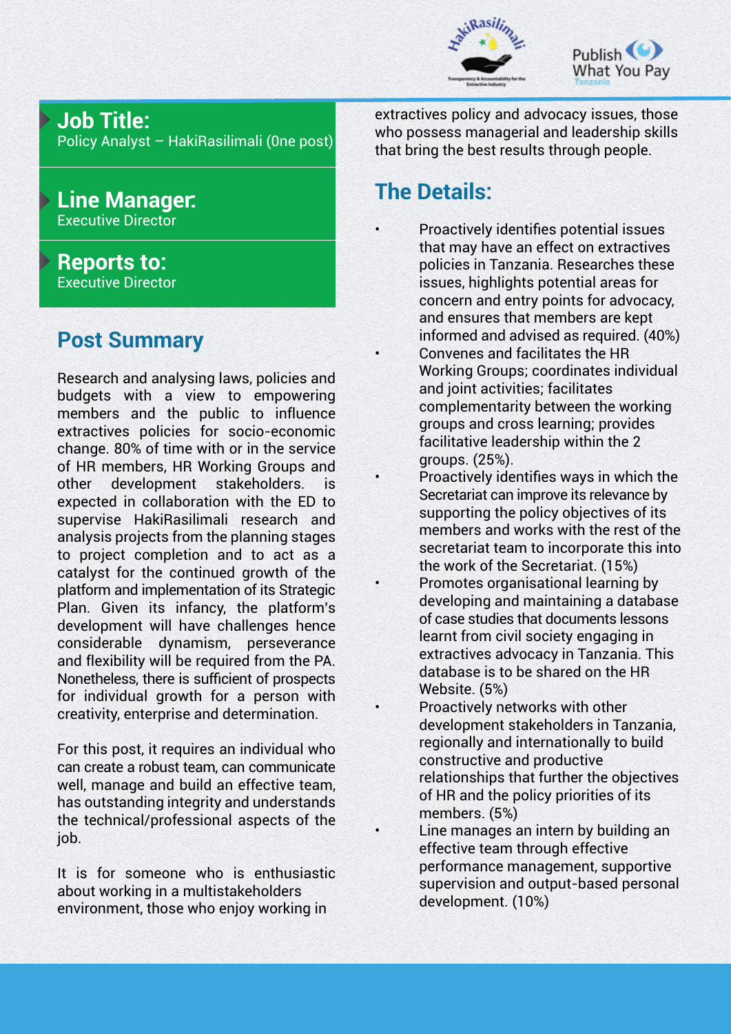**Job Title:**
Policy Analyst – HakiRasilimali (0ne post)

**Line Manager:**
Executive Director

**Reports to:**
Executive Director

## Post Summary

Research and analysing laws, policies and budgets with a view to empowering members and the public to influence extractives policies for socio-economic change. 80% of time with or in the service of HR members, HR Working Groups and other development stakeholders. is expected in collaboration with the ED to supervise HakiRasilimali research and analysis projects from the planning stages to project completion and to act as a catalyst for the continued growth of the platform and implementation of its Strategic Plan. Given its infancy, the platform's development will have challenges hence considerable dynamism, perseverance and flexibility will be required from the PA. Nonetheless, there is sufficient of prospects for individual growth for a person with creativity, enterprise and determination.

For this post, it requires an individual who can create a robust team, can communicate well, manage and build an effective team, has outstanding integrity and understands the technical/professional aspects of the job.

It is for someone who is enthusiastic about working in a multistakeholders environment, those who enjoy working in extractives policy and advocacy issues, those who possess managerial and leadership skills that bring the best results through people.

## The Details:

- Proactively identifies potential issues that may have an effect on extractives policies in Tanzania. Researches these issues, highlights potential areas for concern and entry points for advocacy, and ensures that members are kept informed and advised as required. (40%)
- Convenes and facilitates the HR Working Groups; coordinates individual and joint activities; facilitates complementarity between the working groups and cross learning; provides facilitative leadership within the 2 groups. (25%).
- Proactively identifies ways in which the Secretariat can improve its relevance by supporting the policy objectives of its members and works with the rest of the secretariat team to incorporate this into the work of the Secretariat. (15%)
- Promotes organisational learning by developing and maintaining a database of case studies that documents lessons learnt from civil society engaging in extractives advocacy in Tanzania. This database is to be shared on the HR Website. (5%)
- Proactively networks with other development stakeholders in Tanzania, regionally and internationally to build constructive and productive relationships that further the objectives of HR and the policy priorities of its members. (5%)
- Line manages an intern by building an effective team through effective performance management, supportive supervision and output-based personal development. (10%)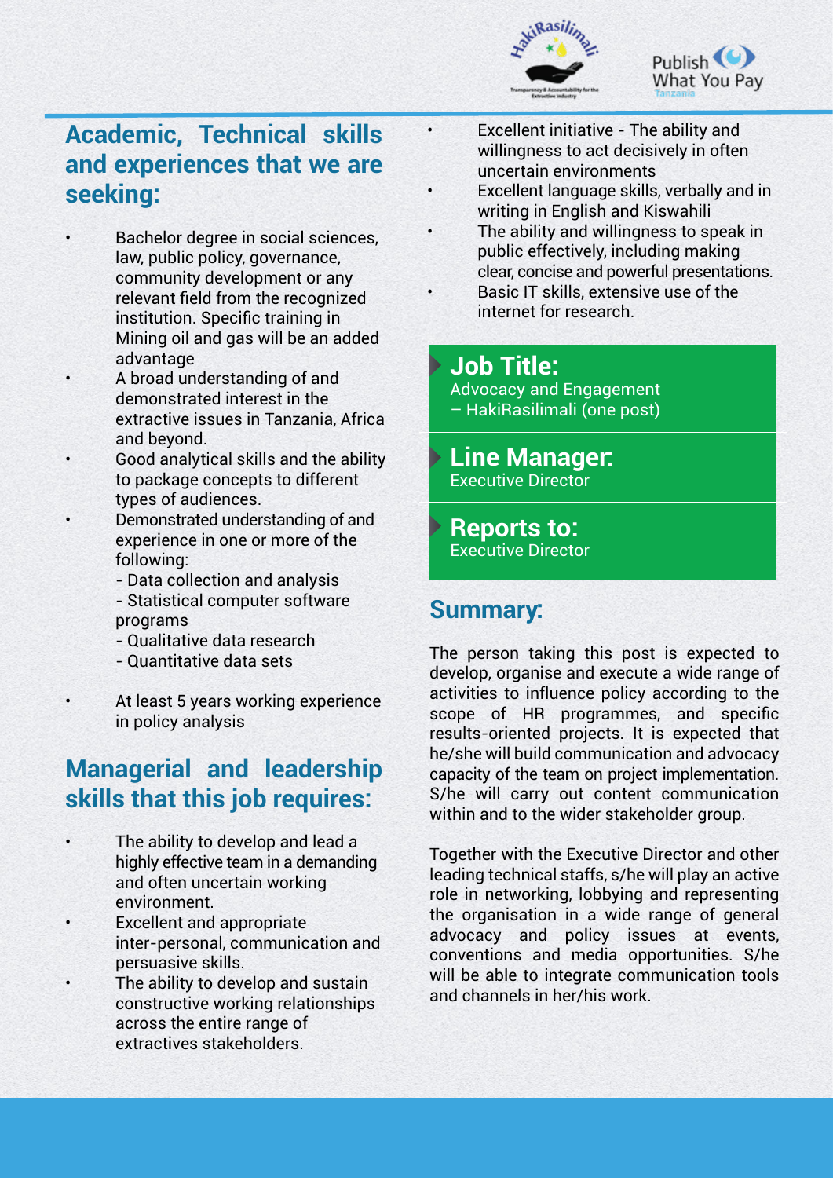## Academic, Technical skills and experiences that we are seeking:

- Bachelor degree in social sciences, law, public policy, governance, community development or any relevant field from the recognized institution. Specific training in Mining oil and gas will be an added advantage
- A broad understanding of and demonstrated interest in the extractive issues in Tanzania, Africa and beyond.
- Good analytical skills and the ability to package concepts to different types of audiences.
- Demonstrated understanding of and experience in one or more of the following:
  - Data collection and analysis
  - Statistical computer software programs
  - Qualitative data research
  - Quantitative data sets
- At least 5 years working experience in policy analysis

## Managerial and leadership skills that this job requires:

- The ability to develop and lead a highly effective team in a demanding and often uncertain working environment.
- Excellent and appropriate inter-personal, communication and persuasive skills.
- The ability to develop and sustain constructive working relationships across the entire range of extractives stakeholders.
- Excellent initiative - The ability and willingness to act decisively in often uncertain environments
- Excellent language skills, verbally and in writing in English and Kiswahili
- The ability and willingness to speak in public effectively, including making clear, concise and powerful presentations.
- Basic IT skills, extensive use of the internet for research.

## Job Title:
Advocacy and Engagement – HakiRasilimali (one post)

## Line Manager:
Executive Director

## Reports to:
Executive Director

## Summary:

The person taking this post is expected to develop, organise and execute a wide range of activities to influence policy according to the scope of HR programmes, and specific results-oriented projects. It is expected that he/she will build communication and advocacy capacity of the team on project implementation. S/he will carry out content communication within and to the wider stakeholder group.

Together with the Executive Director and other leading technical staffs, s/he will play an active role in networking, lobbying and representing the organisation in a wide range of general advocacy and policy issues at events, conventions and media opportunities. S/he will be able to integrate communication tools and channels in her/his work.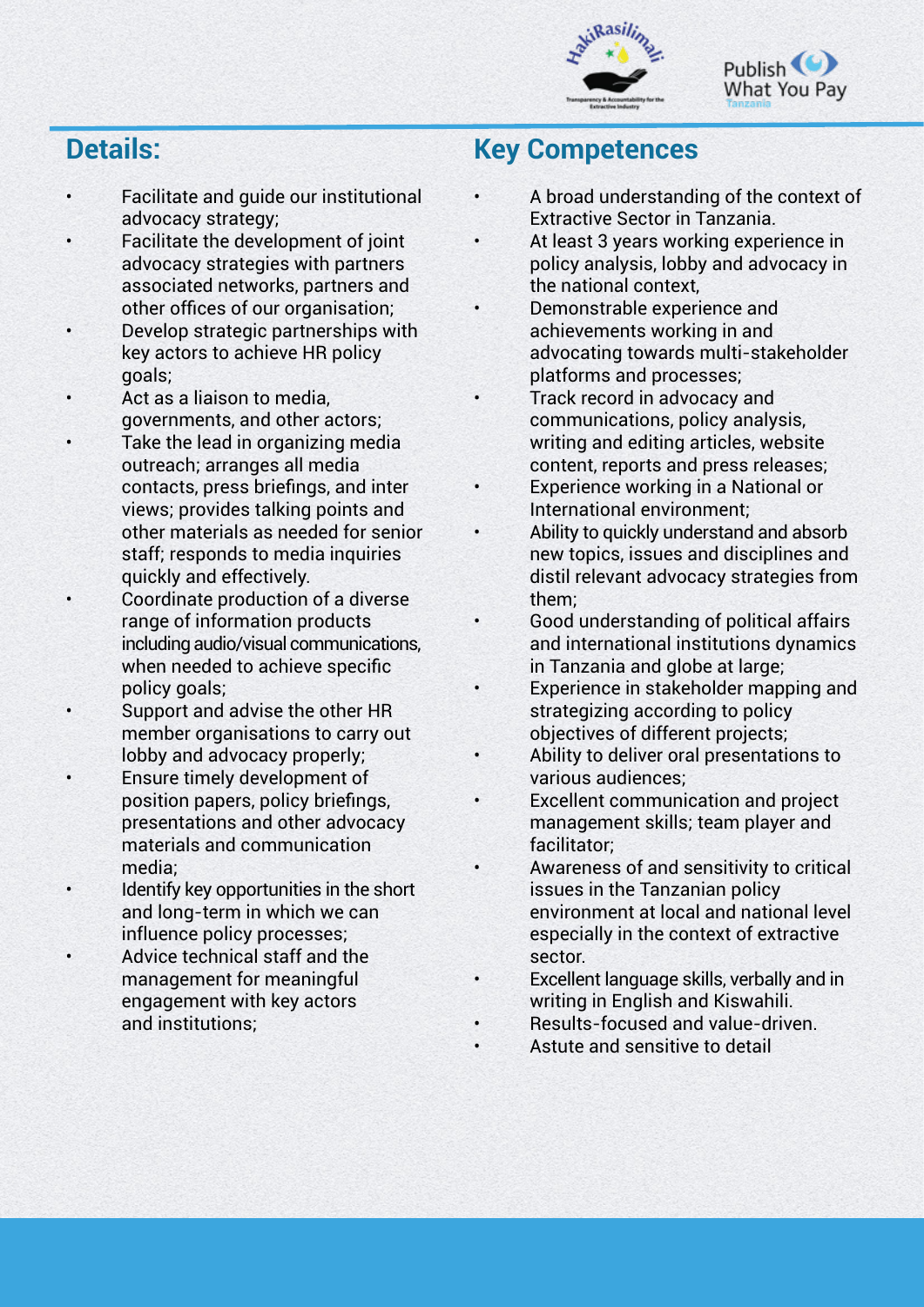## Details:

- Facilitate and guide our institutional advocacy strategy;
- Facilitate the development of joint advocacy strategies with partners associated networks, partners and other offices of our organisation;
- Develop strategic partnerships with key actors to achieve HR policy goals;
- Act as a liaison to media, governments, and other actors;
- Take the lead in organizing media outreach; arranges all media contacts, press briefings, and inter views; provides talking points and other materials as needed for senior staff; responds to media inquiries quickly and effectively.
- Coordinate production of a diverse range of information products including audio/visual communications, when needed to achieve specific policy goals;
- Support and advise the other HR member organisations to carry out lobby and advocacy properly;
- Ensure timely development of position papers, policy briefings, presentations and other advocacy materials and communication media;
- Identify key opportunities in the short and long-term in which we can influence policy processes;
- Advice technical staff and the management for meaningful engagement with key actors and institutions;

## Key Competences

- A broad understanding of the context of Extractive Sector in Tanzania.
- At least 3 years working experience in policy analysis, lobby and advocacy in the national context,
- Demonstrable experience and achievements working in and advocating towards multi-stakeholder platforms and processes;
- Track record in advocacy and communications, policy analysis, writing and editing articles, website content, reports and press releases;
- Experience working in a National or International environment;
- Ability to quickly understand and absorb new topics, issues and disciplines and distil relevant advocacy strategies from them;
- Good understanding of political affairs and international institutions dynamics in Tanzania and globe at large;
- Experience in stakeholder mapping and strategizing according to policy objectives of different projects;
- Ability to deliver oral presentations to various audiences;
- Excellent communication and project management skills; team player and facilitator;
- Awareness of and sensitivity to critical issues in the Tanzanian policy environment at local and national level especially in the context of extractive sector.
- Excellent language skills, verbally and in writing in English and Kiswahili.
- Results-focused and value-driven.
- Astute and sensitive to detail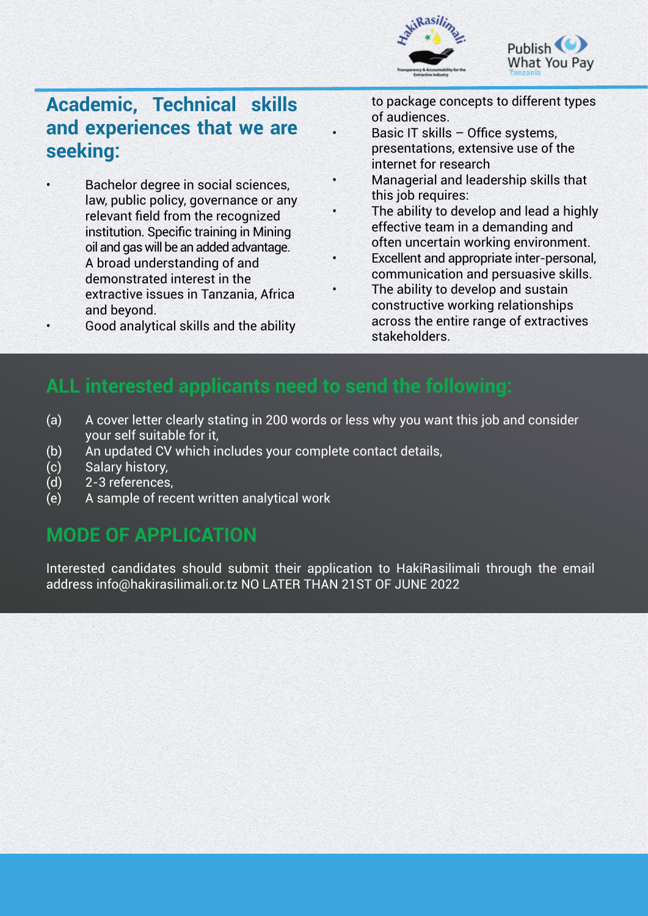## Academic, Technical skills and experiences that we are seeking:

- Bachelor degree in social sciences, law, public policy, governance or any relevant field from the recognized institution. Specific training in Mining oil and gas will be an added advantage. A broad understanding of and demonstrated interest in the extractive issues in Tanzania, Africa and beyond.
- Good analytical skills and the ability to package concepts to different types of audiences.
- Basic IT skills – Office systems, presentations, extensive use of the internet for research
- Managerial and leadership skills that this job requires:
- The ability to develop and lead a highly effective team in a demanding and often uncertain working environment.
- Excellent and appropriate inter-personal, communication and persuasive skills.
- The ability to develop and sustain constructive working relationships across the entire range of extractives stakeholders.

## ALL interested applicants need to send the following:

(a) A cover letter clearly stating in 200 words or less why you want this job and consider your self suitable for it,
(b) An updated CV which includes your complete contact details,
(c) Salary history,
(d) 2-3 references,
(e) A sample of recent written analytical work

## MODE OF APPLICATION

Interested candidates should submit their application to HakiRasilimali through the email address info@hakirasilimali.or.tz NO LATER THAN 21ST OF JUNE 2022